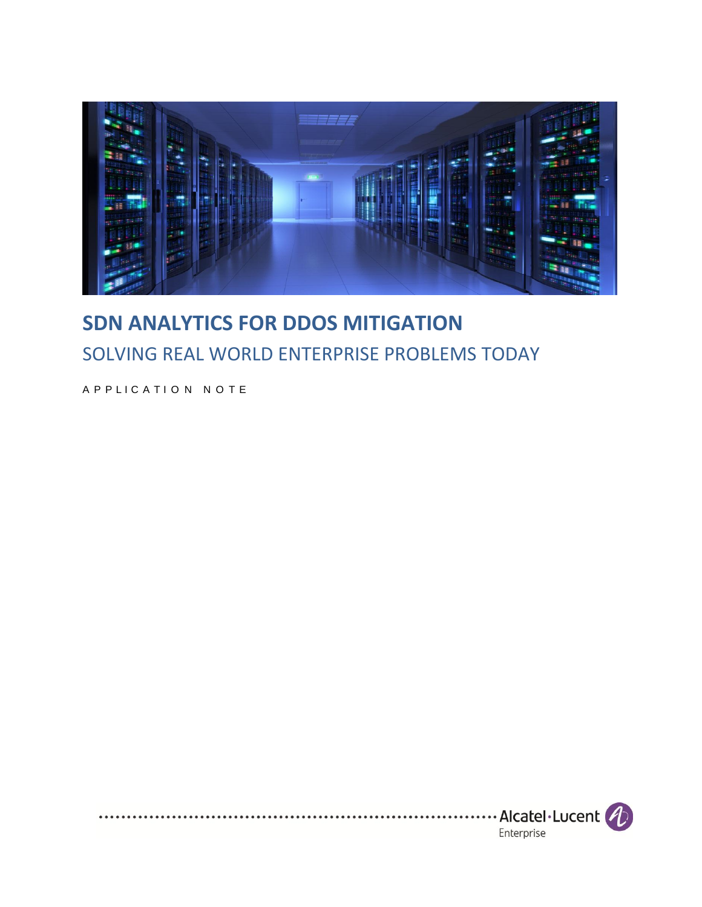# SDN ANALYTICS FOR DDOS MITIGATION

## SOLVING REAL WORLD ENTERPRISE PROBLEMS TODAY

APPLICATION NOTE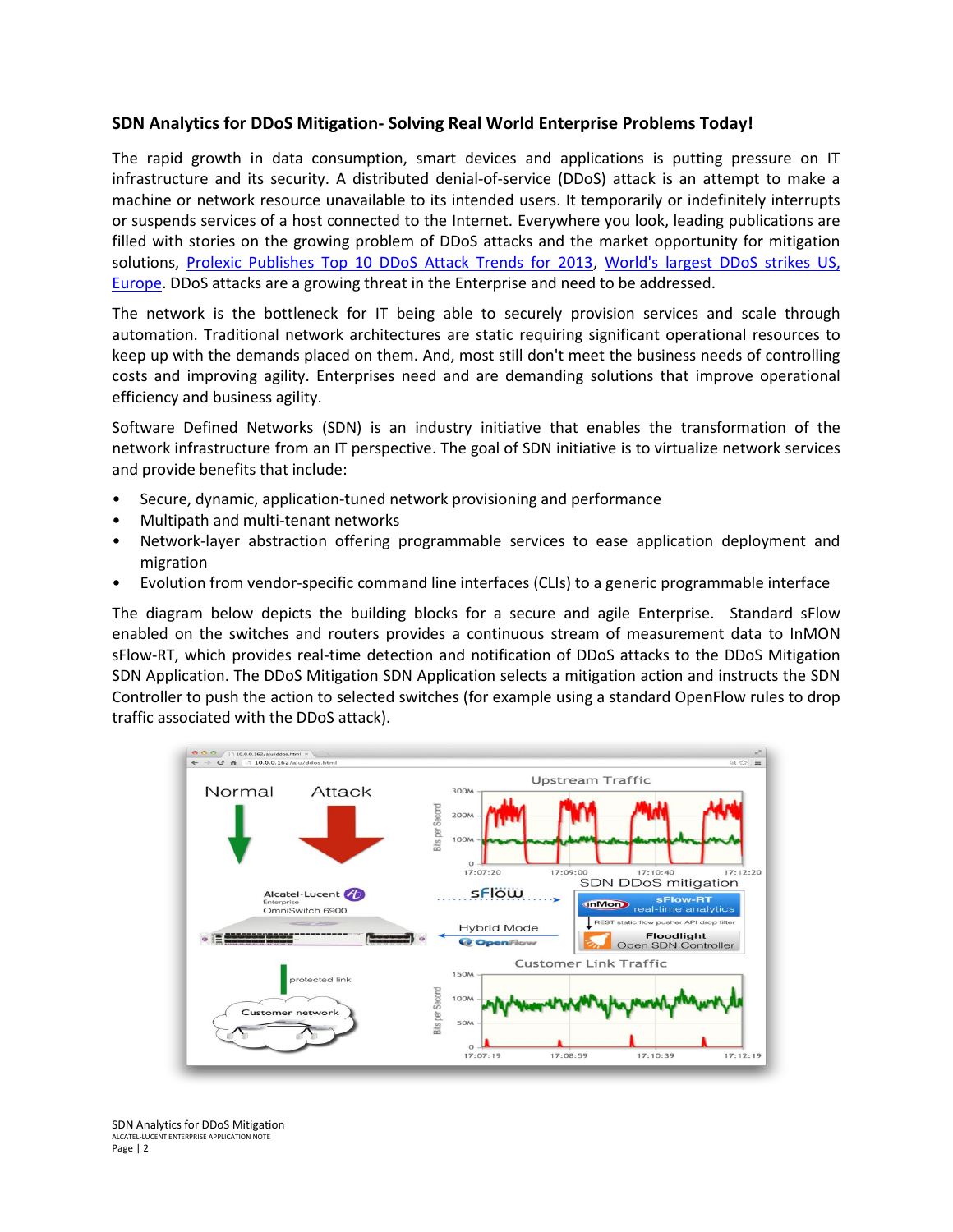## SDN Analytics for DDoS Mitigation- Solving Real World Enterprise Problems Today!

The rapid growth in data consumption, smart devices and applications is putting pressure on IT infrastructure and its security. A distributed denial-of-service (DDoS) attack is an attempt to make a machine or network resource unavailable to its intended users. It temporarily or indefinitely interrupts or suspends services of a host connected to the Internet. Everywhere you look, leading publications are filled with stories on the growing problem of DDoS attacks and the market opportunity for mitigation solutions, [Prolexic Publishes Top 10 DDoS Attack Trends for 2013](), [World's largest DDoS strikes US, Europe](). DDoS attacks are a growing threat in the Enterprise and need to be addressed.

The network is the bottleneck for IT being able to securely provision services and scale through automation. Traditional network architectures are static requiring significant operational resources to keep up with the demands placed on them. And, most still don't meet the business needs of controlling costs and improving agility. Enterprises need and are demanding solutions that improve operational efficiency and business agility.

Software Defined Networks (SDN) is an industry initiative that enables the transformation of the network infrastructure from an IT perspective. The goal of SDN initiative is to virtualize network services and provide benefits that include:

- Secure, dynamic, application-tuned network provisioning and performance
- Multipath and multi-tenant networks
- Network-layer abstraction offering programmable services to ease application deployment and migration
- Evolution from vendor-specific command line interfaces (CLIs) to a generic programmable interface

The diagram below depicts the building blocks for a secure and agile Enterprise. Standard sFlow enabled on the switches and routers provides a continuous stream of measurement data to InMON sFlow-RT, which provides real-time detection and notification of DDoS attacks to the DDoS Mitigation SDN Application. The DDoS Mitigation SDN Application selects a mitigation action and instructs the SDN Controller to push the action to selected switches (for example using a standard OpenFlow rules to drop traffic associated with the DDoS attack).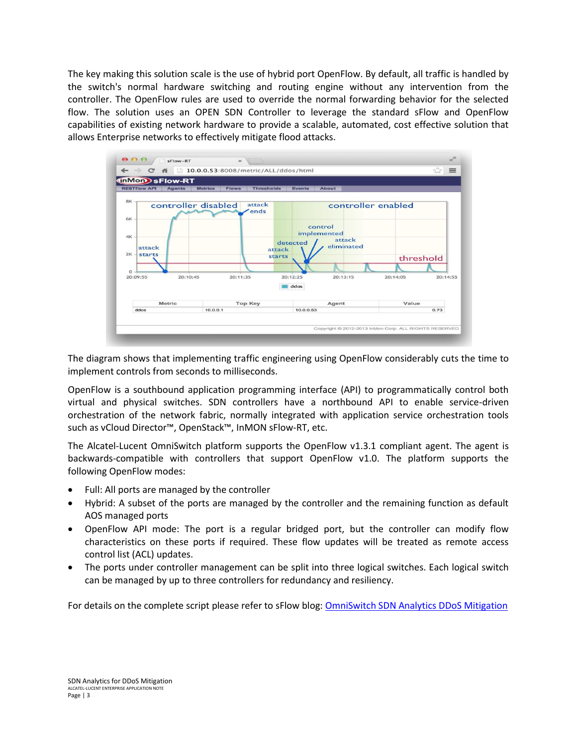The key making this solution scale is the use of hybrid port OpenFlow. By default, all traffic is handled by the switch's normal hardware switching and routing engine without any intervention from the controller. The OpenFlow rules are used to override the normal forwarding behavior for the selected flow. The solution uses an OPEN SDN Controller to leverage the standard sFlow and OpenFlow capabilities of existing network hardware to provide a scalable, automated, cost effective solution that allows Enterprise networks to effectively mitigate flood attacks.

The diagram shows that implementing traffic engineering using OpenFlow considerably cuts the time to implement controls from seconds to milliseconds.

OpenFlow is a southbound application programming interface (API) to programmatically control both virtual and physical switches. SDN controllers have a northbound API to enable service-driven orchestration of the network fabric, normally integrated with application service orchestration tools such as vCloud Director™, OpenStack™, InMON sFlow-RT, etc.

The Alcatel-Lucent OmniSwitch platform supports the OpenFlow v1.3.1 compliant agent. The agent is backwards-compatible with controllers that support OpenFlow v1.0. The platform supports the following OpenFlow modes:

- Full: All ports are managed by the controller
- Hybrid: A subset of the ports are managed by the controller and the remaining function as default AOS managed ports
- OpenFlow API mode: The port is a regular bridged port, but the controller can modify flow characteristics on these ports if required. These flow updates will be treated as remote access control list (ACL) updates.
- The ports under controller management can be split into three logical switches. Each logical switch can be managed by up to three controllers for redundancy and resiliency.

For details on the complete script please refer to sFlow blog: [OmniSwitch SDN Analytics DDoS Mitigation]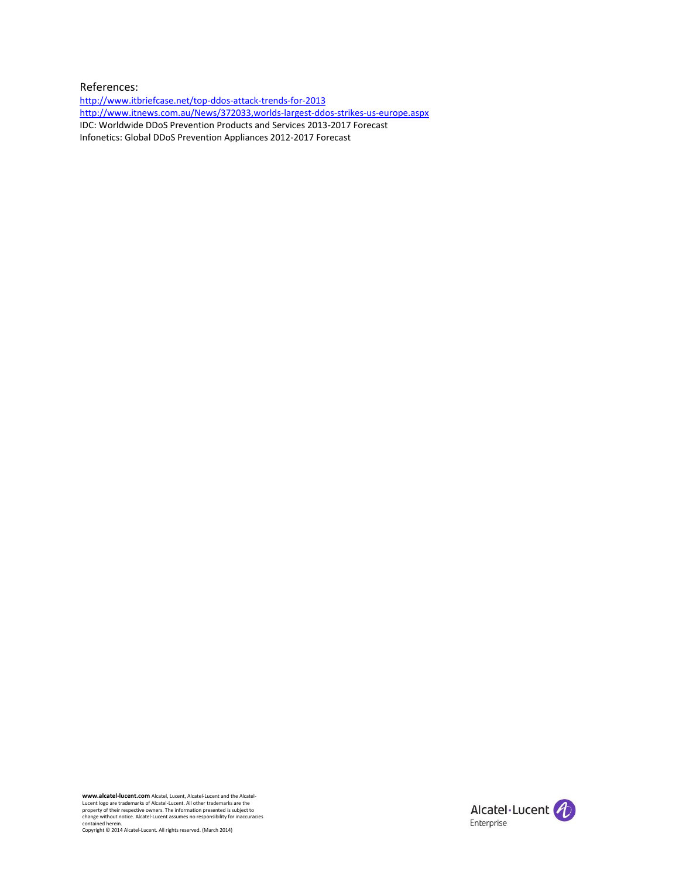References:

http://www.itbriefcase.net/top-ddos-attack-trends-for-2013

http://www.itnews.com.au/News/372033,worlds-largest-ddos-strikes-us-europe.aspx

IDC: Worldwide DDoS Prevention Products and Services 2013-2017 Forecast

Infonetics: Global DDoS Prevention Appliances 2012-2017 Forecast

**www.alcatel-lucent.com** Alcatel, Lucent, Alcatel-Lucent and the Alcatel-Lucent logo are trademarks of Alcatel-Lucent. All other trademarks are the property of their respective owners. The information presented is subject to change without notice. Alcatel-Lucent assumes no responsibility for inaccuracies contained herein.
Copyright © 2014 Alcatel-Lucent. All rights reserved. (March 2014)

Alcatel·Lucent Enterprise